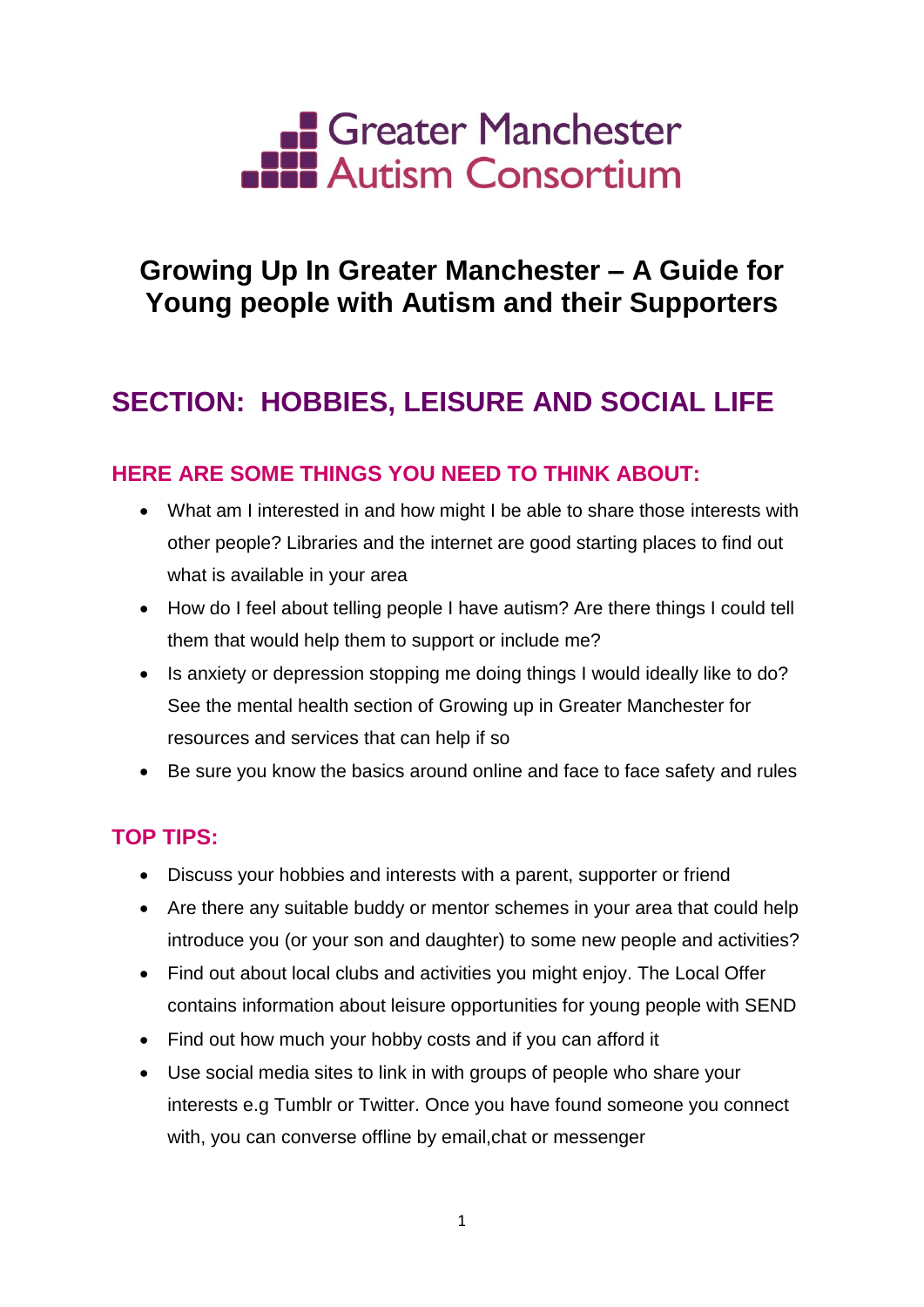Greater Manchester Autism Consortium

# Growing Up In Greater Manchester – A Guide for Young people with Autism and their Supporters

## SECTION: HOBBIES, LEISURE AND SOCIAL LIFE

### HERE ARE SOME THINGS YOU NEED TO THINK ABOUT:

- What am I interested in and how might I be able to share those interests with other people? Libraries and the internet are good starting places to find out what is available in your area
- How do I feel about telling people I have autism? Are there things I could tell them that would help them to support or include me?
- Is anxiety or depression stopping me doing things I would ideally like to do? See the mental health section of Growing up in Greater Manchester for resources and services that can help if so
- Be sure you know the basics around online and face to face safety and rules

### TOP TIPS:

- Discuss your hobbies and interests with a parent, supporter or friend
- Are there any suitable buddy or mentor schemes in your area that could help introduce you (or your son and daughter) to some new people and activities?
- Find out about local clubs and activities you might enjoy. The Local Offer contains information about leisure opportunities for young people with SEND
- Find out how much your hobby costs and if you can afford it
- Use social media sites to link in with groups of people who share your interests e.g Tumblr or Twitter. Once you have found someone you connect with, you can converse offline by email,chat or messenger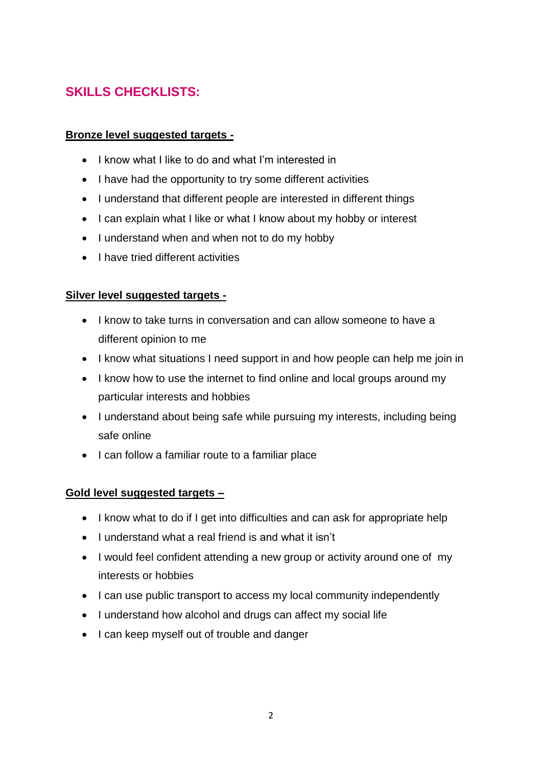## SKILLS CHECKLISTS:

**Bronze level suggested targets -**

- I know what I like to do and what I'm interested in
- I have had the opportunity to try some different activities
- I understand that different people are interested in different things
- I can explain what I like or what I know about my hobby or interest
- I understand when and when not to do my hobby
- I have tried different activities

**Silver level suggested targets -**

- I know to take turns in conversation and can allow someone to have a different opinion to me
- I know what situations I need support in and how people can help me join in
- I know how to use the internet to find online and local groups around my particular interests and hobbies
- I understand about being safe while pursuing my interests, including being safe online
- I can follow a familiar route to a familiar place

**Gold level suggested targets –**

- I know what to do if I get into difficulties and can ask for appropriate help
- I understand what a real friend is and what it isn't
- I would feel confident attending a new group or activity around one of my interests or hobbies
- I can use public transport to access my local community independently
- I understand how alcohol and drugs can affect my social life
- I can keep myself out of trouble and danger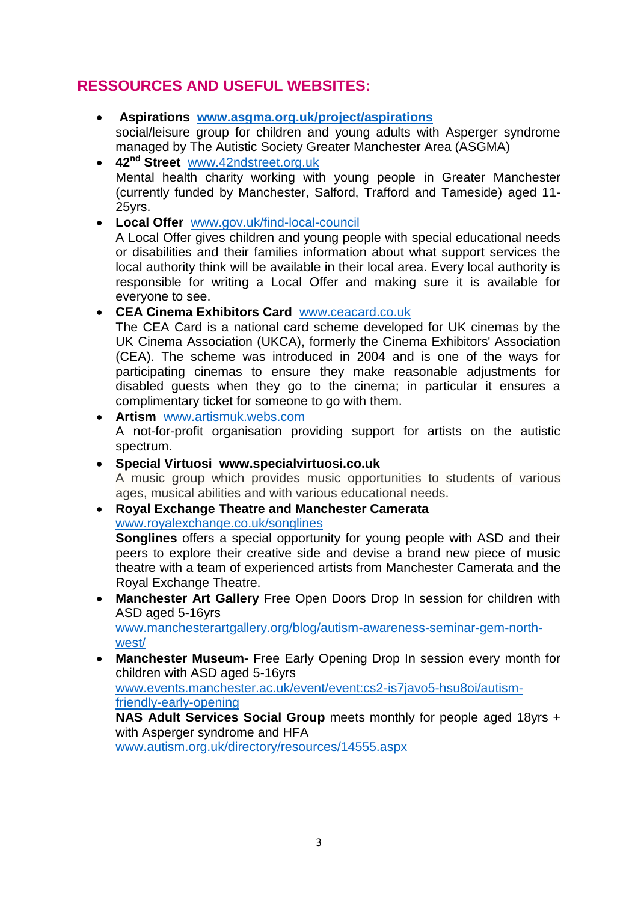## RESSOURCES AND USEFUL WEBSITES:

- **Aspirations** **www.asgma.org.uk/project/aspirations**
  social/leisure group for children and young adults with Asperger syndrome managed by The Autistic Society Greater Manchester Area (ASGMA)
- **42nd Street** www.42ndstreet.org.uk
  Mental health charity working with young people in Greater Manchester (currently funded by Manchester, Salford, Trafford and Tameside) aged 11-25yrs.
- **Local Offer** www.gov.uk/find-local-council
  A Local Offer gives children and young people with special educational needs or disabilities and their families information about what support services the local authority think will be available in their local area. Every local authority is responsible for writing a Local Offer and making sure it is available for everyone to see.
- **CEA Cinema Exhibitors Card** www.ceacard.co.uk
  The CEA Card is a national card scheme developed for UK cinemas by the UK Cinema Association (UKCA), formerly the Cinema Exhibitors' Association (CEA). The scheme was introduced in 2004 and is one of the ways for participating cinemas to ensure they make reasonable adjustments for disabled guests when they go to the cinema; in particular it ensures a complimentary ticket for someone to go with them.
- **Artism** www.artismuk.webs.com
  A not-for-profit organisation providing support for artists on the autistic spectrum.
- **Special Virtuosi** **www.specialvirtuosi.co.uk**
  A music group which provides music opportunities to students of various ages, musical abilities and with various educational needs.
- **Royal Exchange Theatre and Manchester Camerata**
  www.royalexchange.co.uk/songlines
  **Songlines** offers a special opportunity for young people with ASD and their peers to explore their creative side and devise a brand new piece of music theatre with a team of experienced artists from Manchester Camerata and the Royal Exchange Theatre.
- **Manchester Art Gallery** Free Open Doors Drop In session for children with ASD aged 5-16yrs
  www.manchesterartgallery.org/blog/autism-awareness-seminar-gem-north-west/
- **Manchester Museum-** Free Early Opening Drop In session every month for children with ASD aged 5-16yrs
  www.events.manchester.ac.uk/event/event:cs2-is7javo5-hsu8oi/autism-friendly-early-opening
  **NAS Adult Services Social Group** meets monthly for people aged 18yrs + with Asperger syndrome and HFA
  www.autism.org.uk/directory/resources/14555.aspx